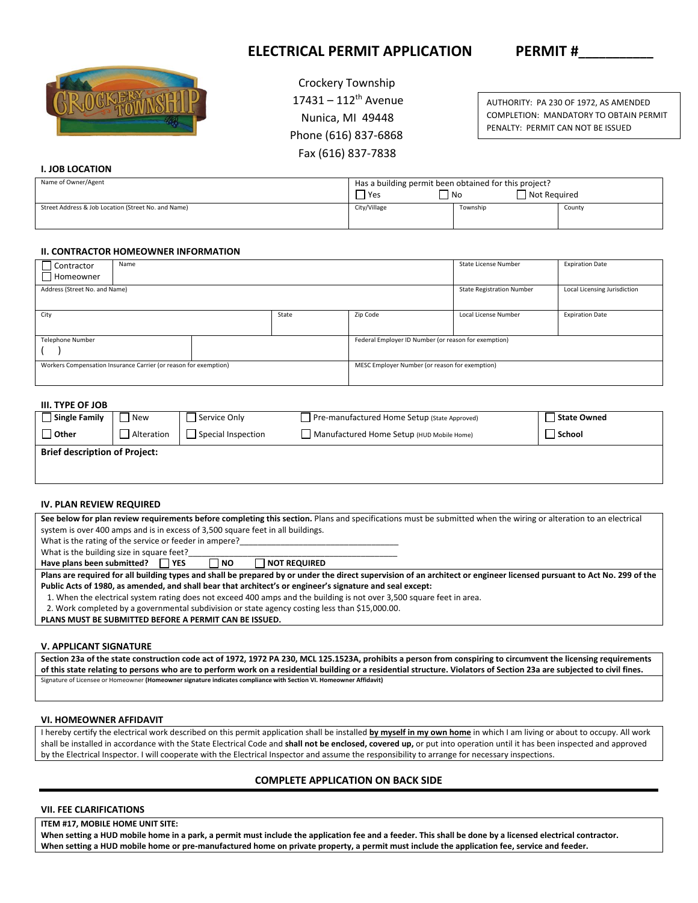# ELECTRICAL PERMIT APPLICATION PERMIT #_________

Crockery Township
17431 – 112th Avenue
Nunica, MI 49448
Phone (616) 837-6868
Fax (616) 837-7838

AUTHORITY: PA 230 OF 1972, AS AMENDED
COMPLETION: MANDATORY TO OBTAIN PERMIT
PENALTY: PERMIT CAN NOT BE ISSUED

### I. JOB LOCATION

| Name of Owner/Agent | Has a building permit been obtained for this project? ☐ Yes ☐ No ☐ Not Required | | |
|---|---|---|---|
| Street Address & Job Location (Street No. and Name) | City/Village | Township | County |

### II. CONTRACTOR HOMEOWNER INFORMATION

| ☐ Contractor ☐ Homeowner | Name | | | State License Number | Expiration Date |
|---|---|---|---|---|---|
| Address (Street No. and Name) | | | | State Registration Number | Local Licensing Jurisdiction |
| City | | State | Zip Code | Local License Number | Expiration Date |
| Telephone Number ( ) | | Federal Employer ID Number (or reason for exemption) | | | |
| Workers Compensation Insurance Carrier (or reason for exemption) | | MESC Employer Number (or reason for exemption) | | | |

### III. TYPE OF JOB

| | | | | |
|---|---|---|---|---|
| ☐ **Single Family** | ☐ New | ☐ Service Only | ☐ Pre-manufactured Home Setup (State Approved) | ☐ **State Owned** |
| ☐ **Other** | ☐ Alteration | ☐ Special Inspection | ☐ Manufactured Home Setup (HUD Mobile Home) | ☐ **School** |

**Brief description of Project:**

### IV. PLAN REVIEW REQUIRED

**See below for plan review requirements before completing this section.** Plans and specifications must be submitted when the wiring or alteration to an electrical system is over 400 amps and is in excess of 3,500 square feet in all buildings.

What is the rating of the service or feeder in ampere?___________________________________

What is the building size in square feet?___________________________________________

**Have plans been submitted?** ☐ **YES** ☐ **NO** ☐ **NOT REQUIRED**

**Plans are required for all building types and shall be prepared by or under the direct supervision of an architect or engineer licensed pursuant to Act No. 299 of the Public Acts of 1980, as amended, and shall bear that architect's or engineer's signature and seal except:**

1. When the electrical system rating does not exceed 400 amps and the building is not over 3,500 square feet in area.
2. Work completed by a governmental subdivision or state agency costing less than $15,000.00.

**PLANS MUST BE SUBMITTED BEFORE A PERMIT CAN BE ISSUED.**

### V. APPLICANT SIGNATURE

**Section 23a of the state construction code act of 1972, 1972 PA 230, MCL 125.1523A, prohibits a person from conspiring to circumvent the licensing requirements of this state relating to persons who are to perform work on a residential building or a residential structure. Violators of Section 23a are subjected to civil fines.**

Signature of Licensee or Homeowner **(Homeowner signature indicates compliance with Section VI. Homeowner Affidavit)**

### VI. HOMEOWNER AFFIDAVIT

I hereby certify the electrical work described on this permit application shall be installed **by myself in my own home** in which I am living or about to occupy. All work shall be installed in accordance with the State Electrical Code and **shall not be enclosed, covered up,** or put into operation until it has been inspected and approved by the Electrical Inspector. I will cooperate with the Electrical Inspector and assume the responsibility to arrange for necessary inspections.

**COMPLETE APPLICATION ON BACK SIDE**

### VII. FEE CLARIFICATIONS

**ITEM #17, MOBILE HOME UNIT SITE:**

**When setting a HUD mobile home in a park, a permit must include the application fee and a feeder. This shall be done by a licensed electrical contractor.**
**When setting a HUD mobile home or pre-manufactured home on private property, a permit must include the application fee, service and feeder.**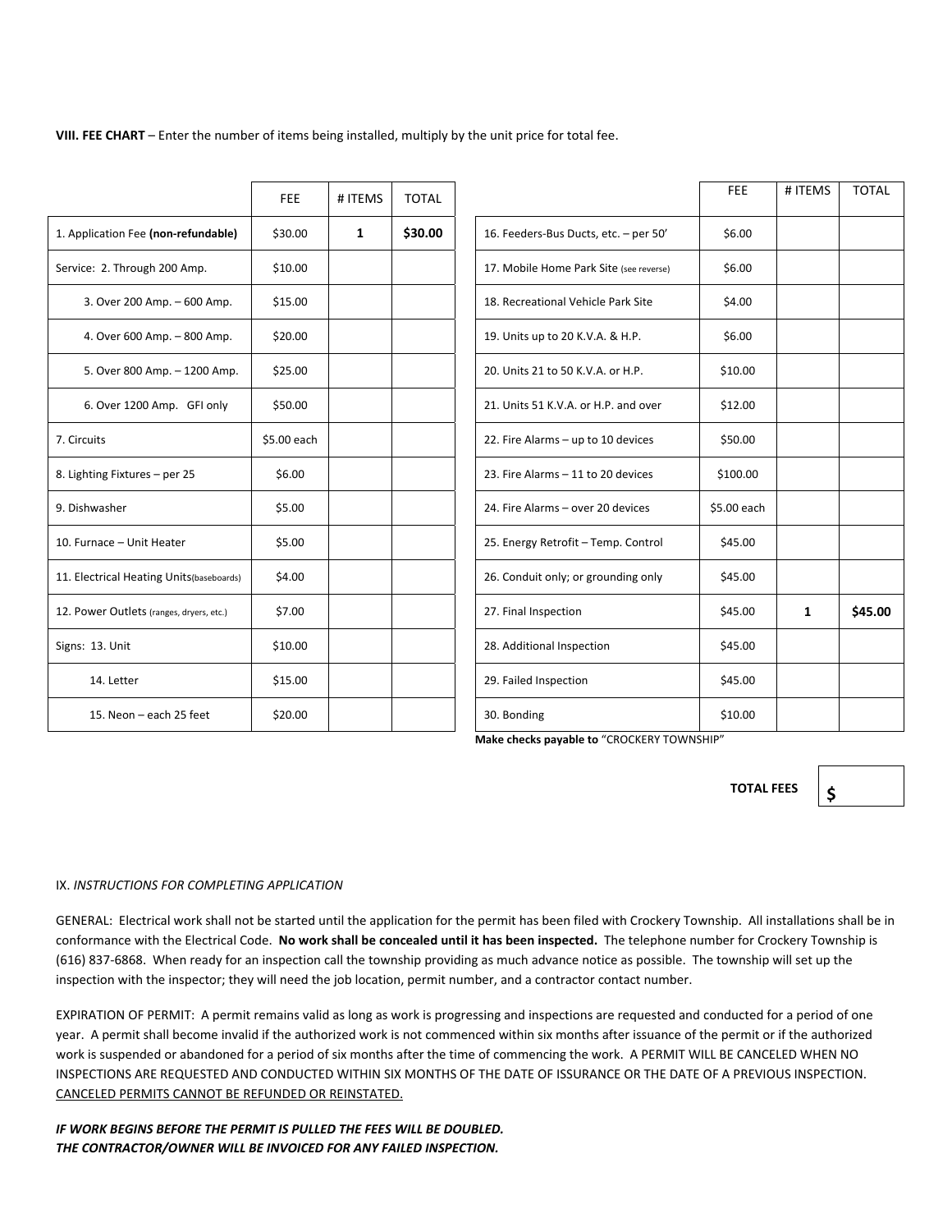**VIII. FEE CHART** – Enter the number of items being installed, multiply by the unit price for total fee.

| | FEE | # ITEMS | TOTAL |
|---|---|---|---|
| 1. Application Fee **(non-refundable)** | $30.00 | **1** | **$30.00** |
| Service: 2. Through 200 Amp. | $10.00 | | |
| 3. Over 200 Amp. – 600 Amp. | $15.00 | | |
| 4. Over 600 Amp. – 800 Amp. | $20.00 | | |
| 5. Over 800 Amp. – 1200 Amp. | $25.00 | | |
| 6. Over 1200 Amp. GFI only | $50.00 | | |
| 7. Circuits | $5.00 each | | |
| 8. Lighting Fixtures – per 25 | $6.00 | | |
| 9. Dishwasher | $5.00 | | |
| 10. Furnace – Unit Heater | $5.00 | | |
| 11. Electrical Heating Units(baseboards) | $4.00 | | |
| 12. Power Outlets (ranges, dryers, etc.) | $7.00 | | |
| Signs: 13. Unit | $10.00 | | |
| 14. Letter | $15.00 | | |
| 15. Neon – each 25 feet | $20.00 | | |
| 16. Feeders-Bus Ducts, etc. – per 50' | $6.00 | | |
| 17. Mobile Home Park Site (see reverse) | $6.00 | | |
| 18. Recreational Vehicle Park Site | $4.00 | | |
| 19. Units up to 20 K.V.A. & H.P. | $6.00 | | |
| 20. Units 21 to 50 K.V.A. or H.P. | $10.00 | | |
| 21. Units 51 K.V.A. or H.P. and over | $12.00 | | |
| 22. Fire Alarms – up to 10 devices | $50.00 | | |
| 23. Fire Alarms – 11 to 20 devices | $100.00 | | |
| 24. Fire Alarms – over 20 devices | $5.00 each | | |
| 25. Energy Retrofit – Temp. Control | $45.00 | | |
| 26. Conduit only; or grounding only | $45.00 | | |
| 27. Final Inspection | $45.00 | **1** | **$45.00** |
| 28. Additional Inspection | $45.00 | | |
| 29. Failed Inspection | $45.00 | | |
| 30. Bonding | $10.00 | | |

**Make checks payable to** "CROCKERY TOWNSHIP"

**TOTAL FEES** **$**

IX. *INSTRUCTIONS FOR COMPLETING APPLICATION*

GENERAL: Electrical work shall not be started until the application for the permit has been filed with Crockery Township. All installations shall be in conformance with the Electrical Code. **No work shall be concealed until it has been inspected.** The telephone number for Crockery Township is (616) 837-6868. When ready for an inspection call the township providing as much advance notice as possible. The township will set up the inspection with the inspector; they will need the job location, permit number, and a contractor contact number.

EXPIRATION OF PERMIT: A permit remains valid as long as work is progressing and inspections are requested and conducted for a period of one year. A permit shall become invalid if the authorized work is not commenced within six months after issuance of the permit or if the authorized work is suspended or abandoned for a period of six months after the time of commencing the work. A PERMIT WILL BE CANCELED WHEN NO INSPECTIONS ARE REQUESTED AND CONDUCTED WITHIN SIX MONTHS OF THE DATE OF ISSURANCE OR THE DATE OF A PREVIOUS INSPECTION. <u>CANCELED PERMITS CANNOT BE REFUNDED OR REINSTATED.</u>

***IF WORK BEGINS BEFORE THE PERMIT IS PULLED THE FEES WILL BE DOUBLED.***
***THE CONTRACTOR/OWNER WILL BE INVOICED FOR ANY FAILED INSPECTION.***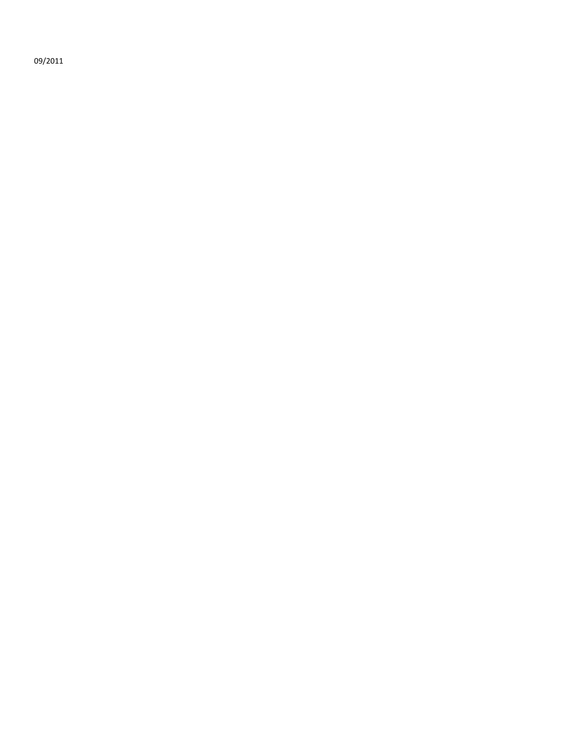09/2011